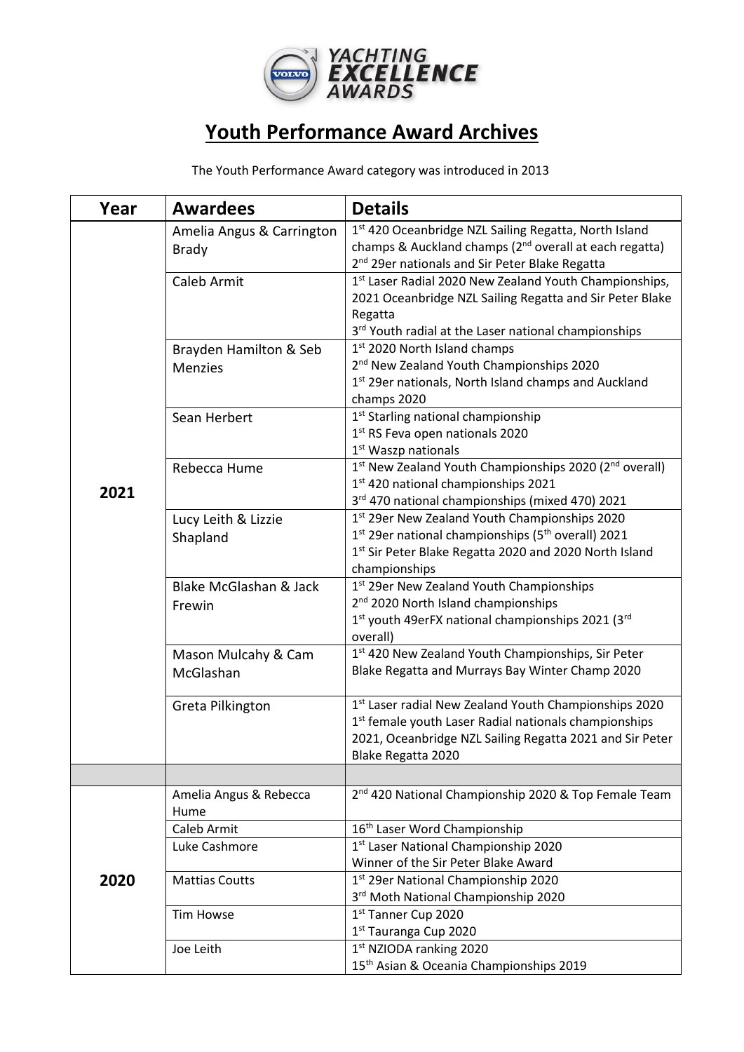# Youth Performance Award Archives

The Youth Performance Award category was introduced in 2013

| Year | Awardees | Details |
|---|---|---|
| 2021 | Amelia Angus & Carrington Brady | 1st 420 Oceanbridge NZL Sailing Regatta, North Island champs & Auckland champs (2nd overall at each regatta)<br>2nd 29er nationals and Sir Peter Blake Regatta |
| | Caleb Armit | 1st Laser Radial 2020 New Zealand Youth Championships, 2021 Oceanbridge NZL Sailing Regatta and Sir Peter Blake Regatta<br>3rd Youth radial at the Laser national championships |
| | Brayden Hamilton & Seb Menzies | 1st 2020 North Island champs<br>2nd New Zealand Youth Championships 2020<br>1st 29er nationals, North Island champs and Auckland champs 2020 |
| | Sean Herbert | 1st Starling national championship<br>1st RS Feva open nationals 2020<br>1st Waszp nationals |
| | Rebecca Hume | 1st New Zealand Youth Championships 2020 (2nd overall)<br>1st 420 national championships 2021<br>3rd 470 national championships (mixed 470) 2021 |
| | Lucy Leith & Lizzie Shapland | 1st 29er New Zealand Youth Championships 2020<br>1st 29er national championships (5th overall) 2021<br>1st Sir Peter Blake Regatta 2020 and 2020 North Island championships |
| | Blake McGlashan & Jack Frewin | 1st 29er New Zealand Youth Championships<br>2nd 2020 North Island championships<br>1st youth 49erFX national championships 2021 (3rd overall) |
| | Mason Mulcahy & Cam McGlashan | 1st 420 New Zealand Youth Championships, Sir Peter Blake Regatta and Murrays Bay Winter Champ 2020 |
| | Greta Pilkington | 1st Laser radial New Zealand Youth Championships 2020<br>1st female youth Laser Radial nationals championships 2021, Oceanbridge NZL Sailing Regatta 2021 and Sir Peter Blake Regatta 2020 |
| | | |
| 2020 | Amelia Angus & Rebecca Hume | 2nd 420 National Championship 2020 & Top Female Team |
| | Caleb Armit | 16th Laser Word Championship |
| | Luke Cashmore | 1st Laser National Championship 2020<br>Winner of the Sir Peter Blake Award |
| | Mattias Coutts | 1st 29er National Championship 2020<br>3rd Moth National Championship 2020 |
| | Tim Howse | 1st Tanner Cup 2020<br>1st Tauranga Cup 2020 |
| | Joe Leith | 1st NZIODA ranking 2020<br>15th Asian & Oceania Championships 2019 |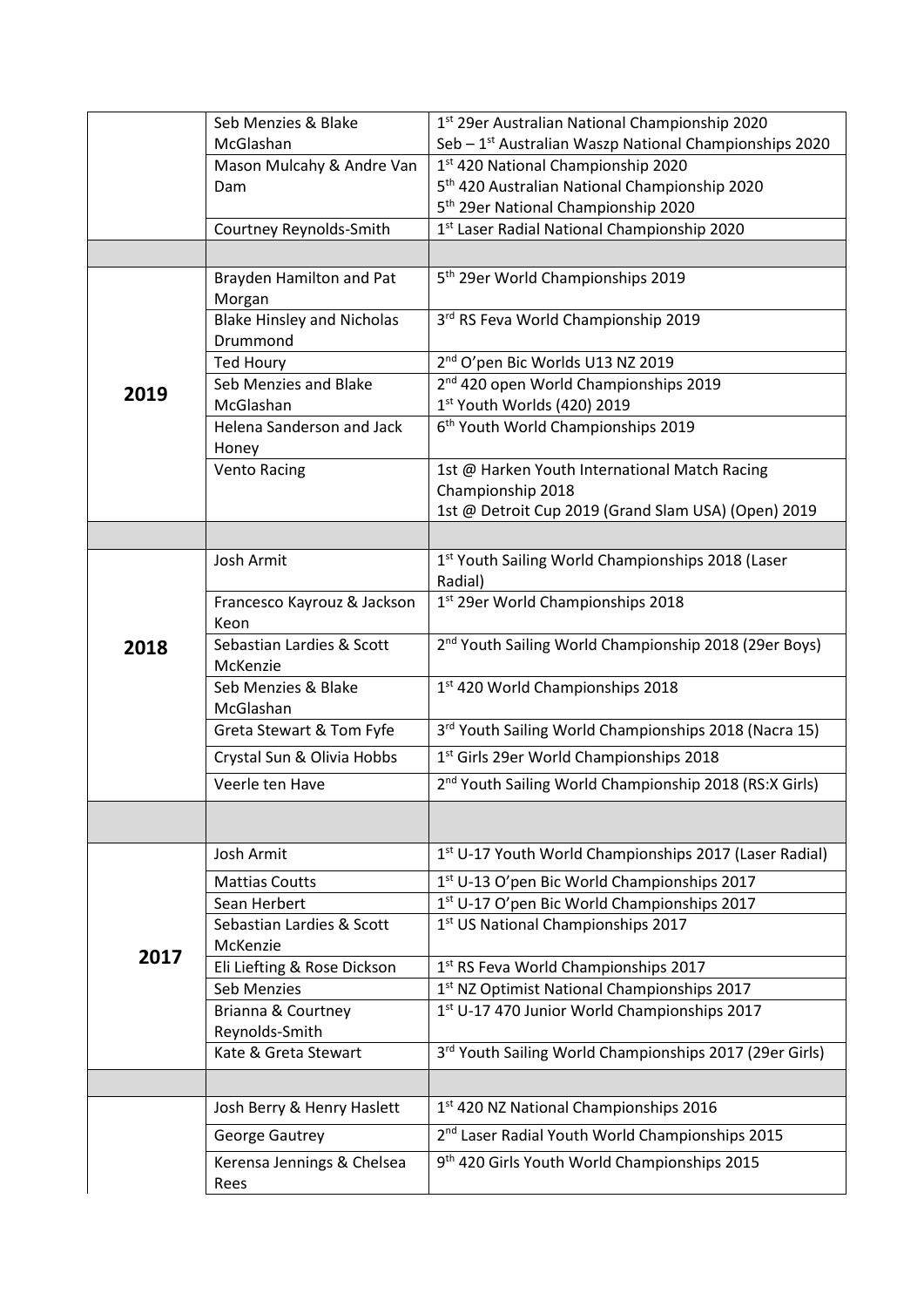| | | |
|---|---|---|
| | Seb Menzies & Blake McGlashan | 1st 29er Australian National Championship 2020<br>Seb – 1st Australian Waszp National Championships 2020 |
| | Mason Mulcahy & Andre Van Dam | 1st 420 National Championship 2020<br>5th 420 Australian National Championship 2020<br>5th 29er National Championship 2020 |
| | Courtney Reynolds-Smith | 1st Laser Radial National Championship 2020 |
| | | |
| **2019** | Brayden Hamilton and Pat Morgan | 5th 29er World Championships 2019 |
| | Blake Hinsley and Nicholas Drummond | 3rd RS Feva World Championship 2019 |
| | Ted Houry | 2nd O'pen Bic Worlds U13 NZ 2019 |
| | Seb Menzies and Blake McGlashan | 2nd 420 open World Championships 2019<br>1st Youth Worlds (420) 2019 |
| | Helena Sanderson and Jack Honey | 6th Youth World Championships 2019 |
| | Vento Racing | 1st @ Harken Youth International Match Racing Championship 2018<br>1st @ Detroit Cup 2019 (Grand Slam USA) (Open) 2019 |
| | | |
| **2018** | Josh Armit | 1st Youth Sailing World Championships 2018 (Laser Radial) |
| | Francesco Kayrouz & Jackson Keon | 1st 29er World Championships 2018 |
| | Sebastian Lardies & Scott McKenzie | 2nd Youth Sailing World Championship 2018 (29er Boys) |
| | Seb Menzies & Blake McGlashan | 1st 420 World Championships 2018 |
| | Greta Stewart & Tom Fyfe | 3rd Youth Sailing World Championships 2018 (Nacra 15) |
| | Crystal Sun & Olivia Hobbs | 1st Girls 29er World Championships 2018 |
| | Veerle ten Have | 2nd Youth Sailing World Championship 2018 (RS:X Girls) |
| | | |
| **2017** | Josh Armit | 1st U-17 Youth World Championships 2017 (Laser Radial) |
| | Mattias Coutts | 1st U-13 O'pen Bic World Championships 2017 |
| | Sean Herbert | 1st U-17 O'pen Bic World Championships 2017 |
| | Sebastian Lardies & Scott McKenzie | 1st US National Championships 2017 |
| | Eli Liefting & Rose Dickson | 1st RS Feva World Championships 2017 |
| | Seb Menzies | 1st NZ Optimist National Championships 2017 |
| | Brianna & Courtney Reynolds-Smith | 1st U-17 470 Junior World Championships 2017 |
| | Kate & Greta Stewart | 3rd Youth Sailing World Championships 2017 (29er Girls) |
| | | |
| | Josh Berry & Henry Haslett | 1st 420 NZ National Championships 2016 |
| | George Gautrey | 2nd Laser Radial Youth World Championships 2015 |
| | Kerensa Jennings & Chelsea Rees | 9th 420 Girls Youth World Championships 2015 |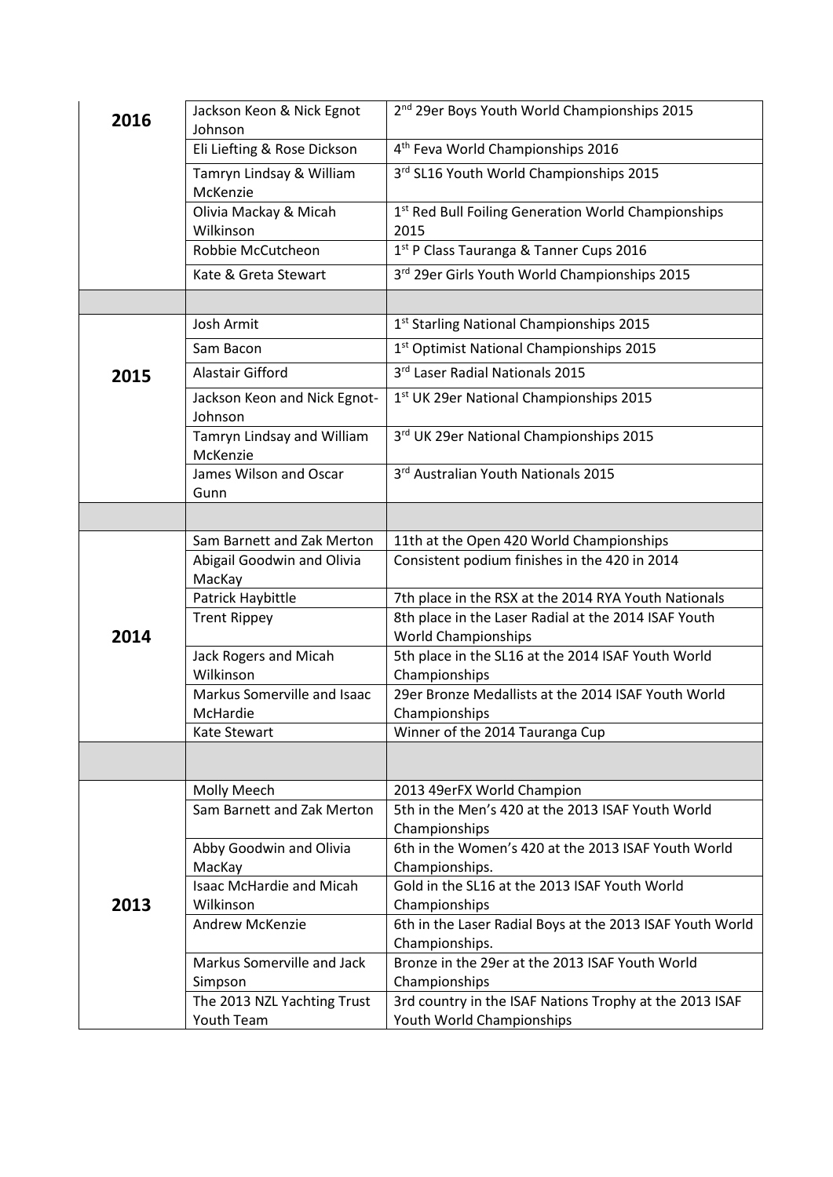| | | |
|---|---|---|
| **2016** | Jackson Keon & Nick Egnot Johnson | 2nd 29er Boys Youth World Championships 2015 |
| | Eli Liefting & Rose Dickson | 4th Feva World Championships 2016 |
| | Tamryn Lindsay & William McKenzie | 3rd SL16 Youth World Championships 2015 |
| | Olivia Mackay & Micah Wilkinson | 1st Red Bull Foiling Generation World Championships 2015 |
| | Robbie McCutcheon | 1st P Class Tauranga & Tanner Cups 2016 |
| | Kate & Greta Stewart | 3rd 29er Girls Youth World Championships 2015 |
| | | |
| **2015** | Josh Armit | 1st Starling National Championships 2015 |
| | Sam Bacon | 1st Optimist National Championships 2015 |
| | Alastair Gifford | 3rd Laser Radial Nationals 2015 |
| | Jackson Keon and Nick Egnot-Johnson | 1st UK 29er National Championships 2015 |
| | Tamryn Lindsay and William McKenzie | 3rd UK 29er National Championships 2015 |
| | James Wilson and Oscar Gunn | 3rd Australian Youth Nationals 2015 |
| | | |
| **2014** | Sam Barnett and Zak Merton | 11th at the Open 420 World Championships |
| | Abigail Goodwin and Olivia MacKay | Consistent podium finishes in the 420 in 2014 |
| | Patrick Haybittle | 7th place in the RSX at the 2014 RYA Youth Nationals |
| | Trent Rippey | 8th place in the Laser Radial at the 2014 ISAF Youth World Championships |
| | Jack Rogers and Micah Wilkinson | 5th place in the SL16 at the 2014 ISAF Youth World Championships |
| | Markus Somerville and Isaac McHardie | 29er Bronze Medallists at the 2014 ISAF Youth World Championships |
| | Kate Stewart | Winner of the 2014 Tauranga Cup |
| | | |
| **2013** | Molly Meech | 2013 49erFX World Champion |
| | Sam Barnett and Zak Merton | 5th in the Men's 420 at the 2013 ISAF Youth World Championships |
| | Abby Goodwin and Olivia MacKay | 6th in the Women's 420 at the 2013 ISAF Youth World Championships. |
| | Isaac McHardie and Micah Wilkinson | Gold in the SL16 at the 2013 ISAF Youth World Championships |
| | Andrew McKenzie | 6th in the Laser Radial Boys at the 2013 ISAF Youth World Championships. |
| | Markus Somerville and Jack Simpson | Bronze in the 29er at the 2013 ISAF Youth World Championships |
| | The 2013 NZL Yachting Trust Youth Team | 3rd country in the ISAF Nations Trophy at the 2013 ISAF Youth World Championships |